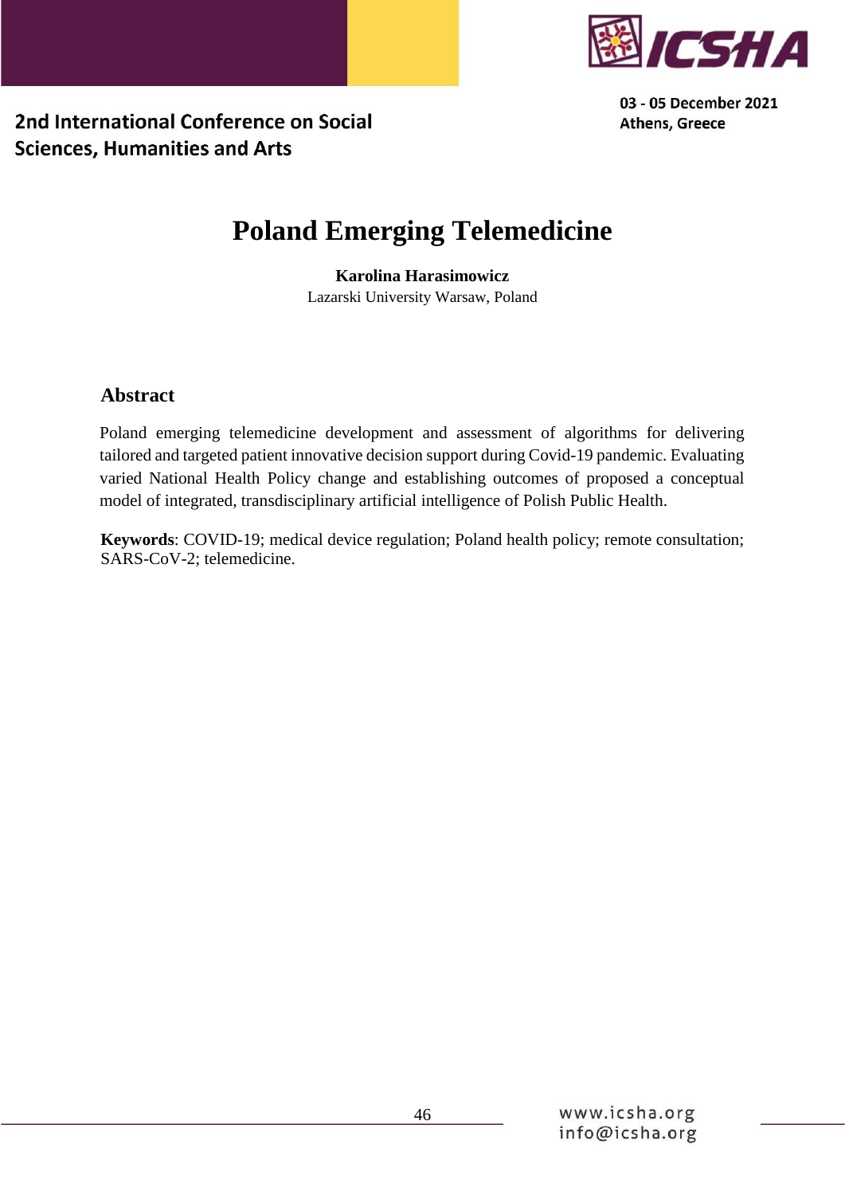# Poland Emerging Telemedicine

**Karolina Harasimowicz**
Lazarski University Warsaw, Poland

## Abstract

Poland emerging telemedicine development and assessment of algorithms for delivering tailored and targeted patient innovative decision support during Covid-19 pandemic. Evaluating varied National Health Policy change and establishing outcomes of proposed a conceptual model of integrated, transdisciplinary artificial intelligence of Polish Public Health.

**Keywords**: COVID-19; medical device regulation; Poland health policy; remote consultation; SARS-CoV-2; telemedicine.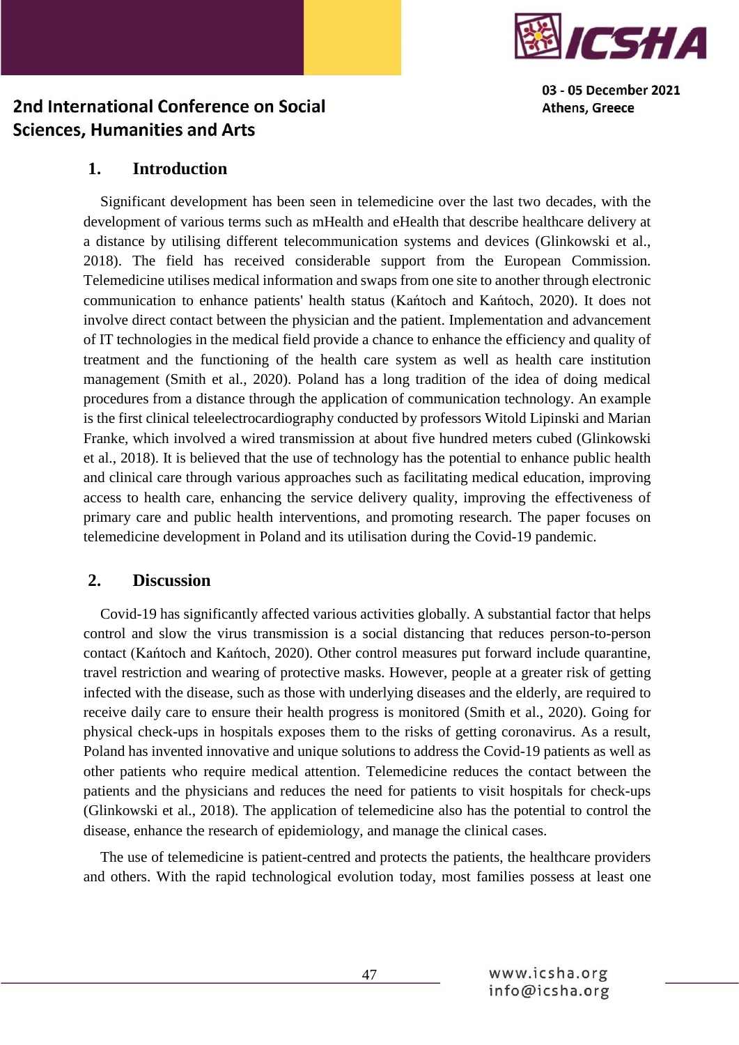## 1. Introduction

Significant development has been seen in telemedicine over the last two decades, with the development of various terms such as mHealth and eHealth that describe healthcare delivery at a distance by utilising different telecommunication systems and devices (Glinkowski et al., 2018). The field has received considerable support from the European Commission. Telemedicine utilises medical information and swaps from one site to another through electronic communication to enhance patients' health status (Kańtoch and Kańtoch, 2020). It does not involve direct contact between the physician and the patient. Implementation and advancement of IT technologies in the medical field provide a chance to enhance the efficiency and quality of treatment and the functioning of the health care system as well as health care institution management (Smith et al., 2020). Poland has a long tradition of the idea of doing medical procedures from a distance through the application of communication technology. An example is the first clinical teleelectrocardiography conducted by professors Witold Lipinski and Marian Franke, which involved a wired transmission at about five hundred meters cubed (Glinkowski et al., 2018). It is believed that the use of technology has the potential to enhance public health and clinical care through various approaches such as facilitating medical education, improving access to health care, enhancing the service delivery quality, improving the effectiveness of primary care and public health interventions, and promoting research. The paper focuses on telemedicine development in Poland and its utilisation during the Covid-19 pandemic.

## 2. Discussion

Covid-19 has significantly affected various activities globally. A substantial factor that helps control and slow the virus transmission is a social distancing that reduces person-to-person contact (Kańtoch and Kańtoch, 2020). Other control measures put forward include quarantine, travel restriction and wearing of protective masks. However, people at a greater risk of getting infected with the disease, such as those with underlying diseases and the elderly, are required to receive daily care to ensure their health progress is monitored (Smith et al., 2020). Going for physical check-ups in hospitals exposes them to the risks of getting coronavirus. As a result, Poland has invented innovative and unique solutions to address the Covid-19 patients as well as other patients who require medical attention. Telemedicine reduces the contact between the patients and the physicians and reduces the need for patients to visit hospitals for check-ups (Glinkowski et al., 2018). The application of telemedicine also has the potential to control the disease, enhance the research of epidemiology, and manage the clinical cases.

The use of telemedicine is patient-centred and protects the patients, the healthcare providers and others. With the rapid technological evolution today, most families possess at least one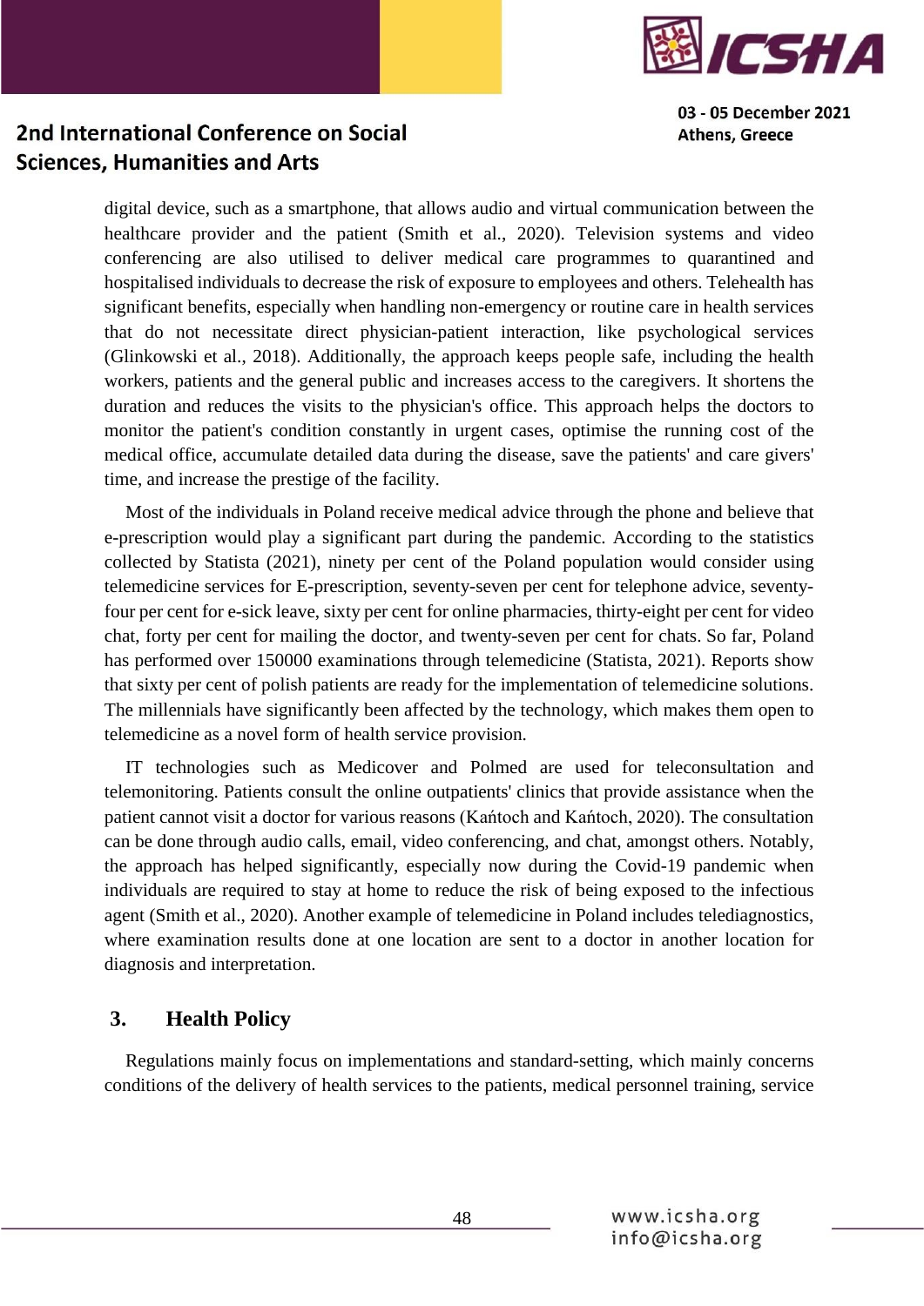digital device, such as a smartphone, that allows audio and virtual communication between the healthcare provider and the patient (Smith et al., 2020). Television systems and video conferencing are also utilised to deliver medical care programmes to quarantined and hospitalised individuals to decrease the risk of exposure to employees and others. Telehealth has significant benefits, especially when handling non-emergency or routine care in health services that do not necessitate direct physician-patient interaction, like psychological services (Glinkowski et al., 2018). Additionally, the approach keeps people safe, including the health workers, patients and the general public and increases access to the caregivers. It shortens the duration and reduces the visits to the physician's office. This approach helps the doctors to monitor the patient's condition constantly in urgent cases, optimise the running cost of the medical office, accumulate detailed data during the disease, save the patients' and care givers' time, and increase the prestige of the facility.

Most of the individuals in Poland receive medical advice through the phone and believe that e-prescription would play a significant part during the pandemic. According to the statistics collected by Statista (2021), ninety per cent of the Poland population would consider using telemedicine services for E-prescription, seventy-seven per cent for telephone advice, seventy-four per cent for e-sick leave, sixty per cent for online pharmacies, thirty-eight per cent for video chat, forty per cent for mailing the doctor, and twenty-seven per cent for chats. So far, Poland has performed over 150000 examinations through telemedicine (Statista, 2021). Reports show that sixty per cent of polish patients are ready for the implementation of telemedicine solutions. The millennials have significantly been affected by the technology, which makes them open to telemedicine as a novel form of health service provision.

IT technologies such as Medicover and Polmed are used for teleconsultation and telemonitoring. Patients consult the online outpatients' clinics that provide assistance when the patient cannot visit a doctor for various reasons (Kańtoch and Kańtoch, 2020). The consultation can be done through audio calls, email, video conferencing, and chat, amongst others. Notably, the approach has helped significantly, especially now during the Covid-19 pandemic when individuals are required to stay at home to reduce the risk of being exposed to the infectious agent (Smith et al., 2020). Another example of telemedicine in Poland includes telediagnostics, where examination results done at one location are sent to a doctor in another location for diagnosis and interpretation.

## 3. Health Policy

Regulations mainly focus on implementations and standard-setting, which mainly concerns conditions of the delivery of health services to the patients, medical personnel training, service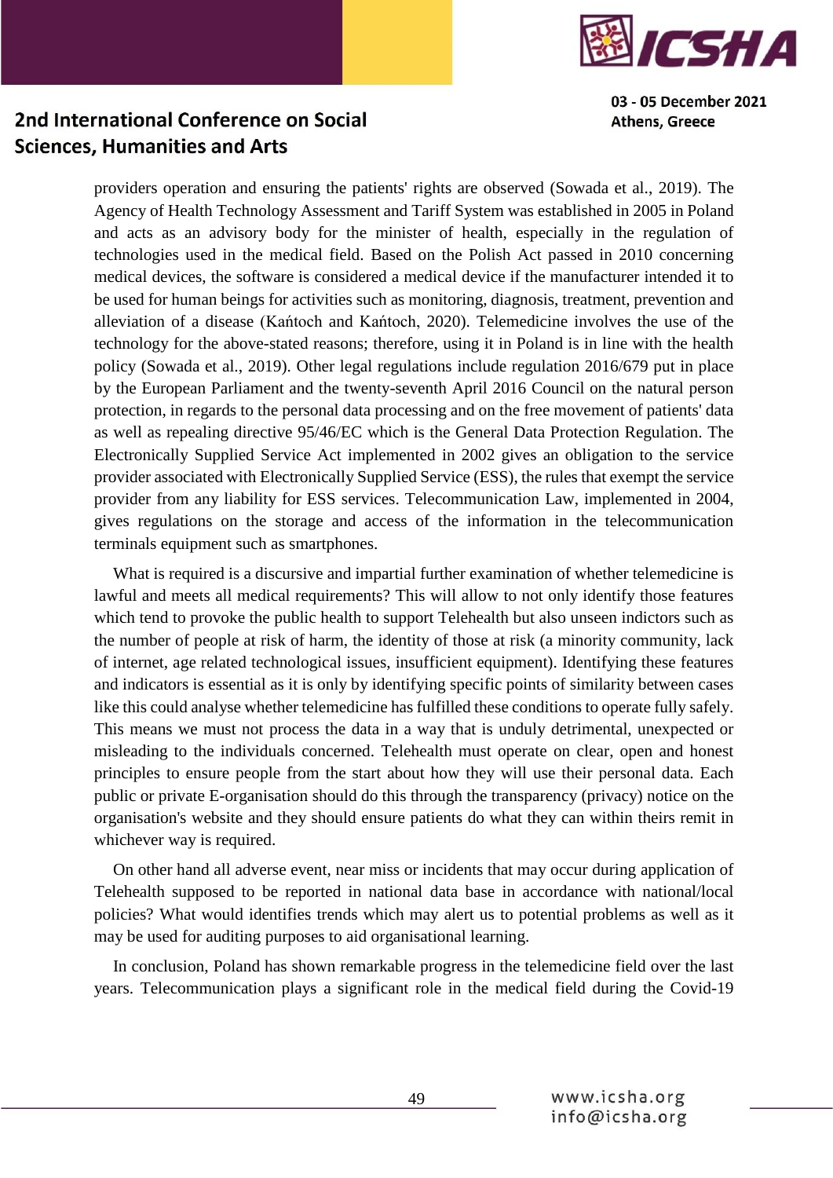providers operation and ensuring the patients' rights are observed (Sowada et al., 2019). The Agency of Health Technology Assessment and Tariff System was established in 2005 in Poland and acts as an advisory body for the minister of health, especially in the regulation of technologies used in the medical field. Based on the Polish Act passed in 2010 concerning medical devices, the software is considered a medical device if the manufacturer intended it to be used for human beings for activities such as monitoring, diagnosis, treatment, prevention and alleviation of a disease (Kańtoch and Kańtoch, 2020). Telemedicine involves the use of the technology for the above-stated reasons; therefore, using it in Poland is in line with the health policy (Sowada et al., 2019). Other legal regulations include regulation 2016/679 put in place by the European Parliament and the twenty-seventh April 2016 Council on the natural person protection, in regards to the personal data processing and on the free movement of patients' data as well as repealing directive 95/46/EC which is the General Data Protection Regulation. The Electronically Supplied Service Act implemented in 2002 gives an obligation to the service provider associated with Electronically Supplied Service (ESS), the rules that exempt the service provider from any liability for ESS services. Telecommunication Law, implemented in 2004, gives regulations on the storage and access of the information in the telecommunication terminals equipment such as smartphones.

What is required is a discursive and impartial further examination of whether telemedicine is lawful and meets all medical requirements? This will allow to not only identify those features which tend to provoke the public health to support Telehealth but also unseen indictors such as the number of people at risk of harm, the identity of those at risk (a minority community, lack of internet, age related technological issues, insufficient equipment). Identifying these features and indicators is essential as it is only by identifying specific points of similarity between cases like this could analyse whether telemedicine has fulfilled these conditions to operate fully safely. This means we must not process the data in a way that is unduly detrimental, unexpected or misleading to the individuals concerned. Telehealth must operate on clear, open and honest principles to ensure people from the start about how they will use their personal data. Each public or private E-organisation should do this through the transparency (privacy) notice on the organisation's website and they should ensure patients do what they can within theirs remit in whichever way is required.

On other hand all adverse event, near miss or incidents that may occur during application of Telehealth supposed to be reported in national data base in accordance with national/local policies? What would identifies trends which may alert us to potential problems as well as it may be used for auditing purposes to aid organisational learning.

In conclusion, Poland has shown remarkable progress in the telemedicine field over the last years. Telecommunication plays a significant role in the medical field during the Covid-19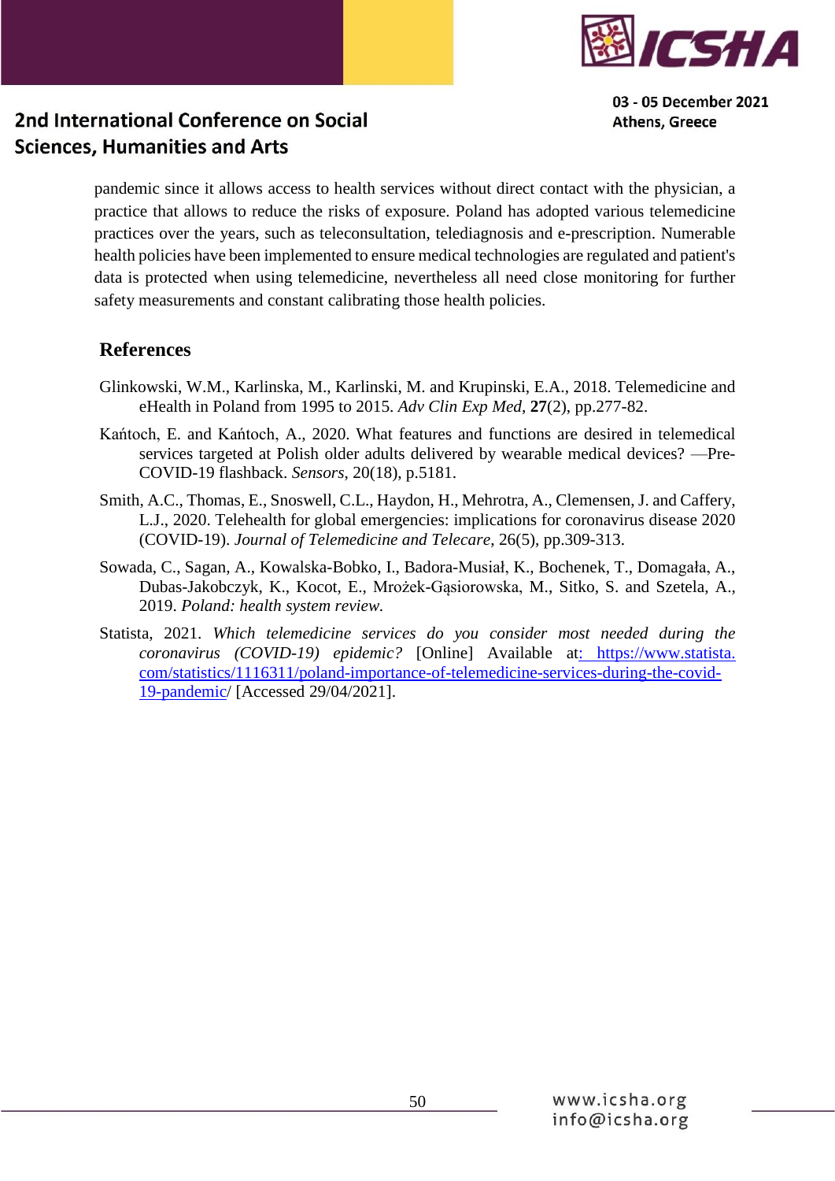pandemic since it allows access to health services without direct contact with the physician, a practice that allows to reduce the risks of exposure. Poland has adopted various telemedicine practices over the years, such as teleconsultation, telediagnosis and e-prescription. Numerable health policies have been implemented to ensure medical technologies are regulated and patient's data is protected when using telemedicine, nevertheless all need close monitoring for further safety measurements and constant calibrating those health policies.

## References

Glinkowski, W.M., Karlinska, M., Karlinski, M. and Krupinski, E.A., 2018. Telemedicine and eHealth in Poland from 1995 to 2015. *Adv Clin Exp Med*, **27**(2), pp.277-82.

Kańtoch, E. and Kańtoch, A., 2020. What features and functions are desired in telemedical services targeted at Polish older adults delivered by wearable medical devices? —Pre-COVID-19 flashback. *Sensors*, 20(18), p.5181.

Smith, A.C., Thomas, E., Snoswell, C.L., Haydon, H., Mehrotra, A., Clemensen, J. and Caffery, L.J., 2020. Telehealth for global emergencies: implications for coronavirus disease 2020 (COVID-19). *Journal of Telemedicine and Telecare*, 26(5), pp.309-313.

Sowada, C., Sagan, A., Kowalska-Bobko, I., Badora-Musiał, K., Bochenek, T., Domagała, A., Dubas-Jakobczyk, K., Kocot, E., Mrożek-Gąsiorowska, M., Sitko, S. and Szetela, A., 2019. *Poland: health system review.*

Statista, 2021. *Which telemedicine services do you consider most needed during the coronavirus (COVID-19) epidemic?* [Online] Available at: https://www.statista.com/statistics/1116311/poland-importance-of-telemedicine-services-during-the-covid-19-pandemic/ [Accessed 29/04/2021].